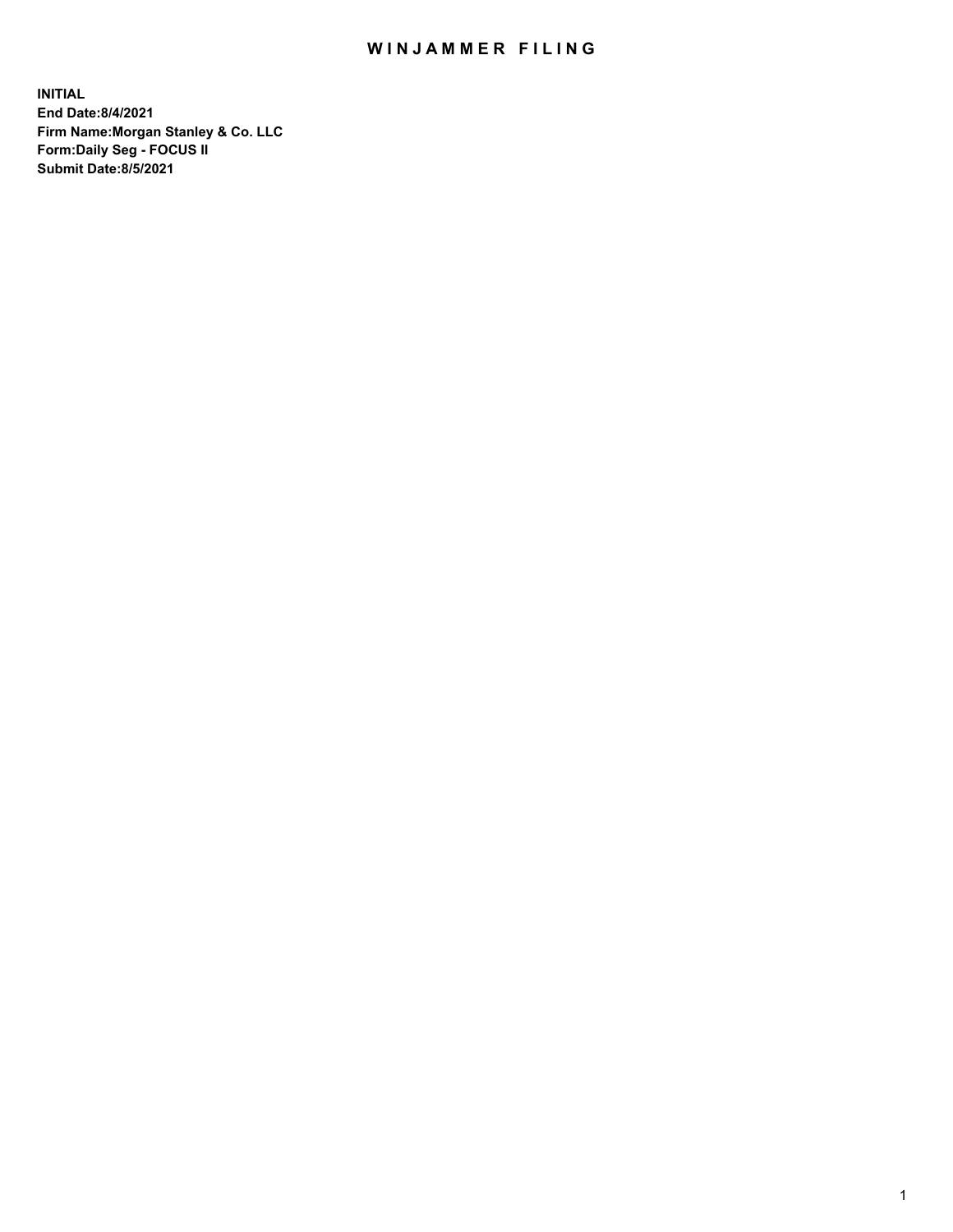# WINJAMMER FILING

**INITIAL**
**End Date:8/4/2021**
**Firm Name:Morgan Stanley & Co. LLC**
**Form:Daily Seg - FOCUS II**
**Submit Date:8/5/2021**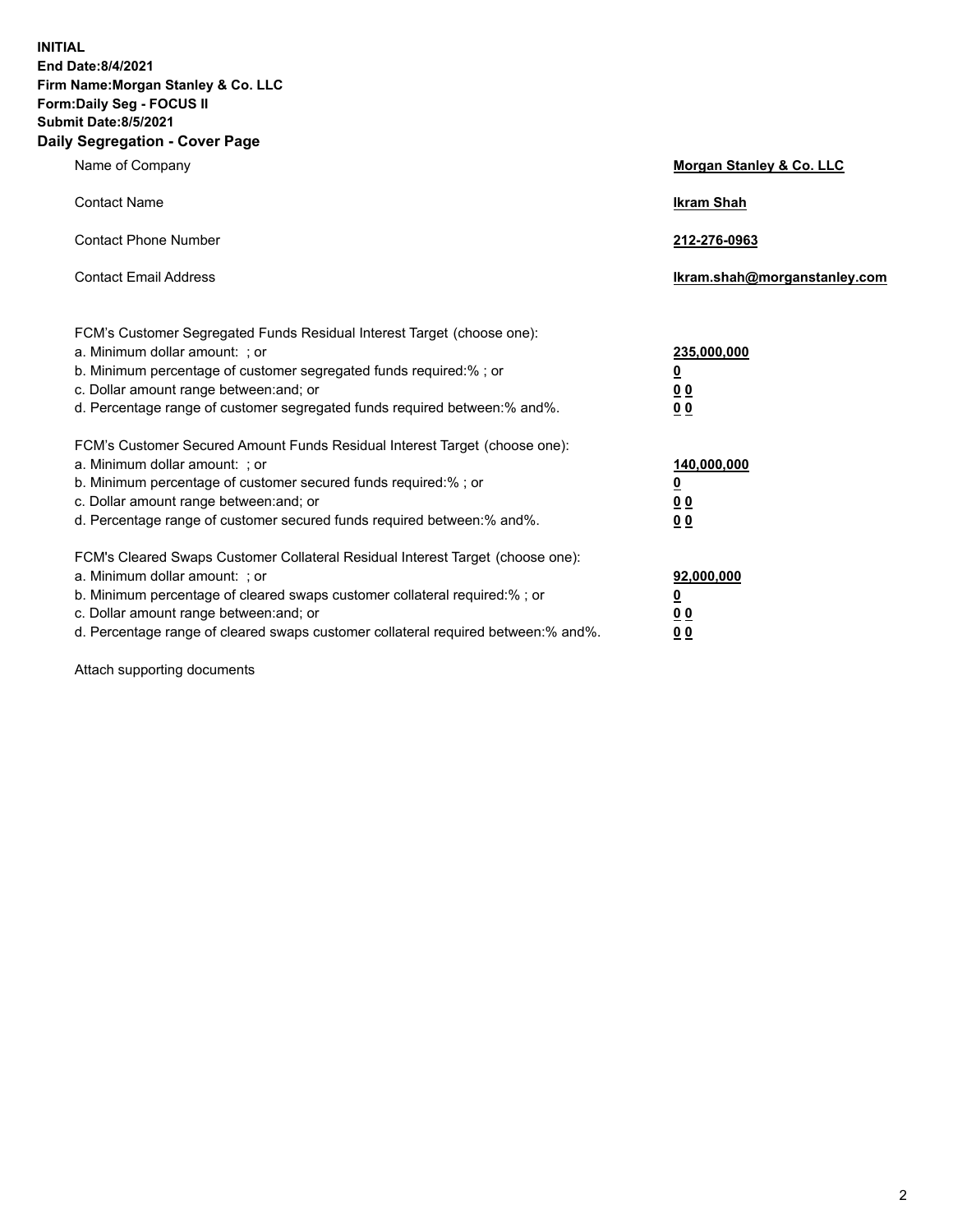**INITIAL**
**End Date:8/4/2021**
**Firm Name:Morgan Stanley & Co. LLC**
**Form:Daily Seg - FOCUS II**
**Submit Date:8/5/2021**

## Daily Segregation - Cover Page

| | |
|---|---|
| Name of Company | **Morgan Stanley & Co. LLC** |
| Contact Name | **Ikram Shah** |
| Contact Phone Number | **212-276-0963** |
| Contact Email Address | **Ikram.shah@morganstanley.com** |

| | |
|---|---|
| FCM's Customer Segregated Funds Residual Interest Target (choose one): | |
| a. Minimum dollar amount: ; or | **235,000,000** |
| b. Minimum percentage of customer segregated funds required:% ; or | **0** |
| c. Dollar amount range between:and; or | **0 0** |
| d. Percentage range of customer segregated funds required between:% and%. | **0 0** |
| FCM's Customer Secured Amount Funds Residual Interest Target (choose one): | |
| a. Minimum dollar amount: ; or | **140,000,000** |
| b. Minimum percentage of customer secured funds required:% ; or | **0** |
| c. Dollar amount range between:and; or | **0 0** |
| d. Percentage range of customer secured funds required between:% and%. | **0 0** |
| FCM's Cleared Swaps Customer Collateral Residual Interest Target (choose one): | |
| a. Minimum dollar amount: ; or | **92,000,000** |
| b. Minimum percentage of cleared swaps customer collateral required:% ; or | **0** |
| c. Dollar amount range between:and; or | **0 0** |
| d. Percentage range of cleared swaps customer collateral required between:% and%. | **0 0** |

Attach supporting documents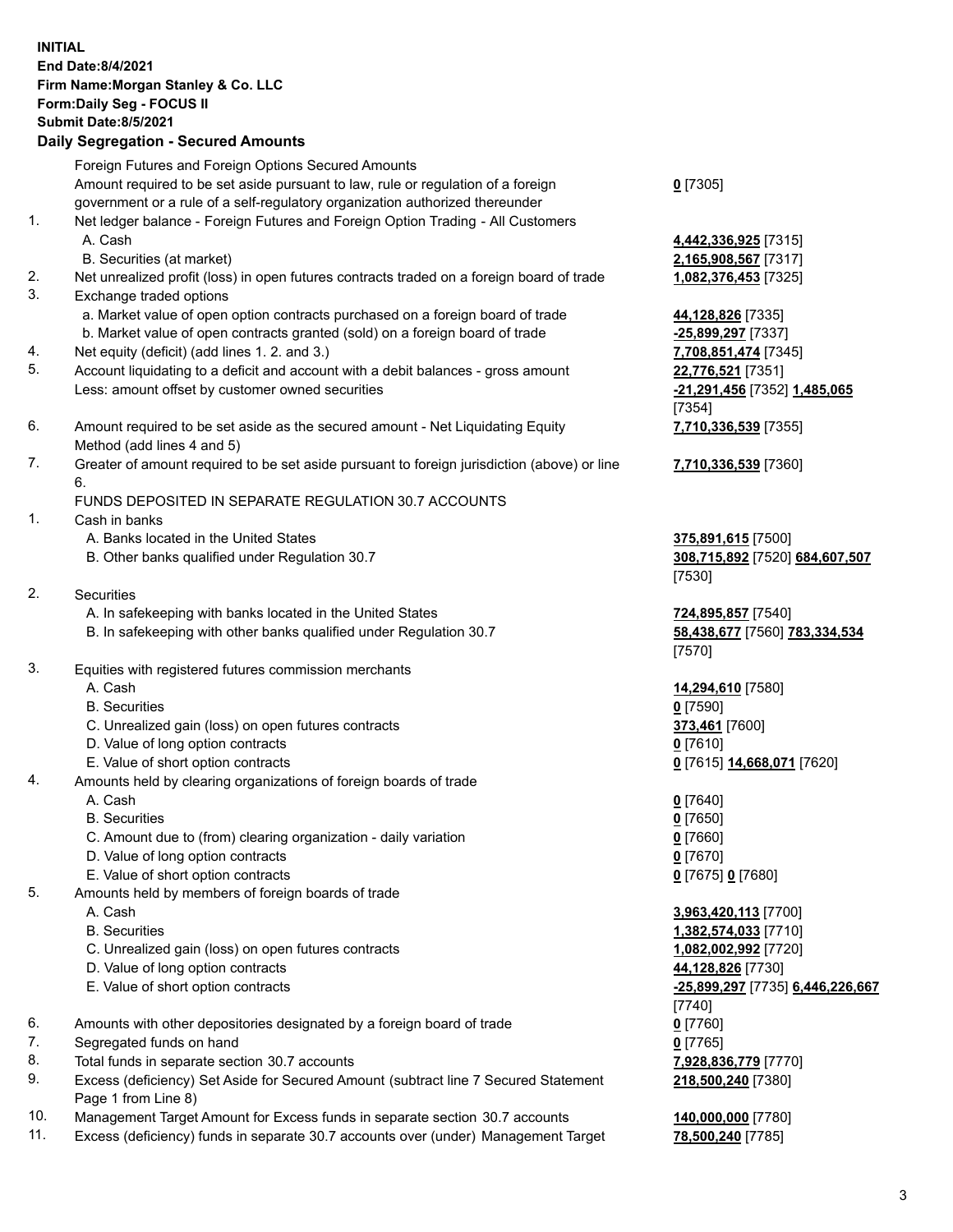**INITIAL**
**End Date:8/4/2021**
**Firm Name:Morgan Stanley & Co. LLC**
**Form:Daily Seg - FOCUS II**
**Submit Date:8/5/2021**

**Daily Segregation - Secured Amounts**

| | | |
|---|---|---|
| | Foreign Futures and Foreign Options Secured Amounts | |
| | Amount required to be set aside pursuant to law, rule or regulation of a foreign government or a rule of a self-regulatory organization authorized thereunder | **0** [7305] |
| 1. | Net ledger balance - Foreign Futures and Foreign Option Trading - All Customers | |
| | A. Cash | **4,442,336,925** [7315] |
| | B. Securities (at market) | **2,165,908,567** [7317] |
| 2. | Net unrealized profit (loss) in open futures contracts traded on a foreign board of trade | **1,082,376,453** [7325] |
| 3. | Exchange traded options | |
| | a. Market value of open option contracts purchased on a foreign board of trade | **44,128,826** [7335] |
| | b. Market value of open contracts granted (sold) on a foreign board of trade | **-25,899,297** [7337] |
| 4. | Net equity (deficit) (add lines 1. 2. and 3.) | **7,708,851,474** [7345] |
| 5. | Account liquidating to a deficit and account with a debit balances - gross amount | **22,776,521** [7351] |
| | Less: amount offset by customer owned securities | **-21,291,456** [7352] **1,485,065** [7354] |
| 6. | Amount required to be set aside as the secured amount - Net Liquidating Equity Method (add lines 4 and 5) | **7,710,336,539** [7355] |
| 7. | Greater of amount required to be set aside pursuant to foreign jurisdiction (above) or line 6. | **7,710,336,539** [7360] |
| | FUNDS DEPOSITED IN SEPARATE REGULATION 30.7 ACCOUNTS | |
| 1. | Cash in banks | |
| | A. Banks located in the United States | **375,891,615** [7500] |
| | B. Other banks qualified under Regulation 30.7 | **308,715,892** [7520] **684,607,507** [7530] |
| 2. | Securities | |
| | A. In safekeeping with banks located in the United States | **724,895,857** [7540] |
| | B. In safekeeping with other banks qualified under Regulation 30.7 | **58,438,677** [7560] **783,334,534** [7570] |
| 3. | Equities with registered futures commission merchants | |
| | A. Cash | **14,294,610** [7580] |
| | B. Securities | **0** [7590] |
| | C. Unrealized gain (loss) on open futures contracts | **373,461** [7600] |
| | D. Value of long option contracts | **0** [7610] |
| | E. Value of short option contracts | **0** [7615] **14,668,071** [7620] |
| 4. | Amounts held by clearing organizations of foreign boards of trade | |
| | A. Cash | **0** [7640] |
| | B. Securities | **0** [7650] |
| | C. Amount due to (from) clearing organization - daily variation | **0** [7660] |
| | D. Value of long option contracts | **0** [7670] |
| | E. Value of short option contracts | **0** [7675] **0** [7680] |
| 5. | Amounts held by members of foreign boards of trade | |
| | A. Cash | **3,963,420,113** [7700] |
| | B. Securities | **1,382,574,033** [7710] |
| | C. Unrealized gain (loss) on open futures contracts | **1,082,002,992** [7720] |
| | D. Value of long option contracts | **44,128,826** [7730] |
| | E. Value of short option contracts | **-25,899,297** [7735] **6,446,226,667** [7740] |
| 6. | Amounts with other depositories designated by a foreign board of trade | **0** [7760] |
| 7. | Segregated funds on hand | **0** [7765] |
| 8. | Total funds in separate section 30.7 accounts | **7,928,836,779** [7770] |
| 9. | Excess (deficiency) Set Aside for Secured Amount (subtract line 7 Secured Statement Page 1 from Line 8) | **218,500,240** [7380] |
| 10. | Management Target Amount for Excess funds in separate section 30.7 accounts | **140,000,000** [7780] |
| 11. | Excess (deficiency) funds in separate 30.7 accounts over (under) Management Target | **78,500,240** [7785] |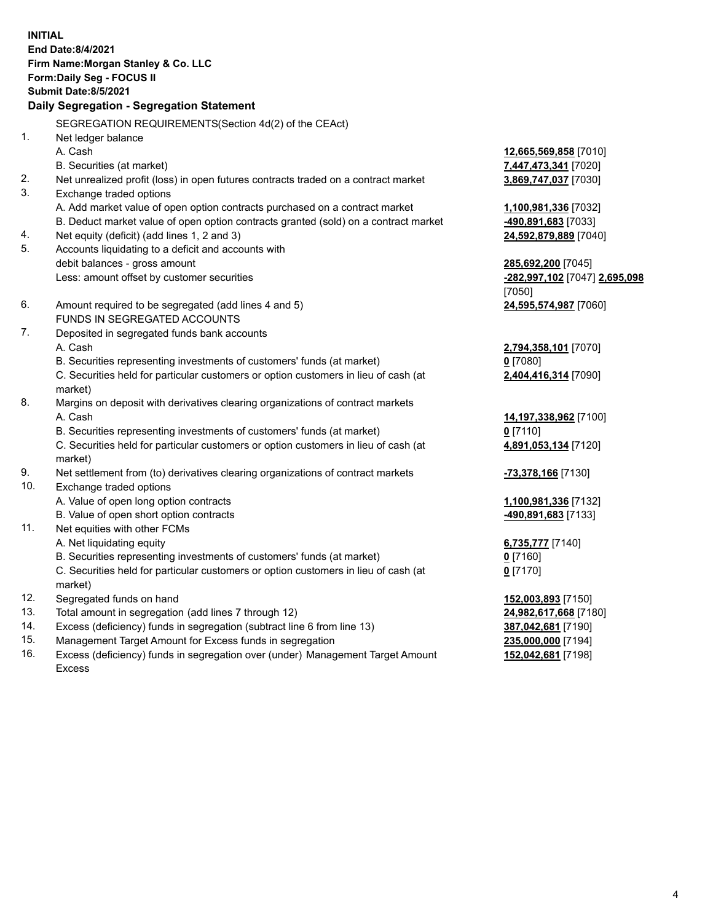**INITIAL**
**End Date:8/4/2021**
**Firm Name:Morgan Stanley & Co. LLC**
**Form:Daily Seg - FOCUS II**
**Submit Date:8/5/2021**

**Daily Segregation - Segregation Statement**

SEGREGATION REQUIREMENTS(Section 4d(2) of the CEAct)

| | | |
|---|---|---|
| 1. | Net ledger balance | |
| | A. Cash | **12,665,569,858** [7010] |
| | B. Securities (at market) | **7,447,473,341** [7020] |
| 2. | Net unrealized profit (loss) in open futures contracts traded on a contract market | **3,869,747,037** [7030] |
| 3. | Exchange traded options | |
| | A. Add market value of open option contracts purchased on a contract market | **1,100,981,336** [7032] |
| | B. Deduct market value of open option contracts granted (sold) on a contract market | **-490,891,683** [7033] |
| 4. | Net equity (deficit) (add lines 1, 2 and 3) | **24,592,879,889** [7040] |
| 5. | Accounts liquidating to a deficit and accounts with | |
| | debit balances - gross amount | **285,692,200** [7045] |
| | Less: amount offset by customer securities | **-282,997,102** [7047] **2,695,098** [7050] |
| 6. | Amount required to be segregated (add lines 4 and 5) | **24,595,574,987** [7060] |
| | FUNDS IN SEGREGATED ACCOUNTS | |
| 7. | Deposited in segregated funds bank accounts | |
| | A. Cash | **2,794,358,101** [7070] |
| | B. Securities representing investments of customers' funds (at market) | **0** [7080] |
| | C. Securities held for particular customers or option customers in lieu of cash (at market) | **2,404,416,314** [7090] |
| 8. | Margins on deposit with derivatives clearing organizations of contract markets | |
| | A. Cash | **14,197,338,962** [7100] |
| | B. Securities representing investments of customers' funds (at market) | **0** [7110] |
| | C. Securities held for particular customers or option customers in lieu of cash (at market) | **4,891,053,134** [7120] |
| 9. | Net settlement from (to) derivatives clearing organizations of contract markets | **-73,378,166** [7130] |
| 10. | Exchange traded options | |
| | A. Value of open long option contracts | **1,100,981,336** [7132] |
| | B. Value of open short option contracts | **-490,891,683** [7133] |
| 11. | Net equities with other FCMs | |
| | A. Net liquidating equity | **6,735,777** [7140] |
| | B. Securities representing investments of customers' funds (at market) | **0** [7160] |
| | C. Securities held for particular customers or option customers in lieu of cash (at market) | **0** [7170] |
| 12. | Segregated funds on hand | **152,003,893** [7150] |
| 13. | Total amount in segregation (add lines 7 through 12) | **24,982,617,668** [7180] |
| 14. | Excess (deficiency) funds in segregation (subtract line 6 from line 13) | **387,042,681** [7190] |
| 15. | Management Target Amount for Excess funds in segregation | **235,000,000** [7194] |
| 16. | Excess (deficiency) funds in segregation over (under) Management Target Amount Excess | **152,042,681** [7198] |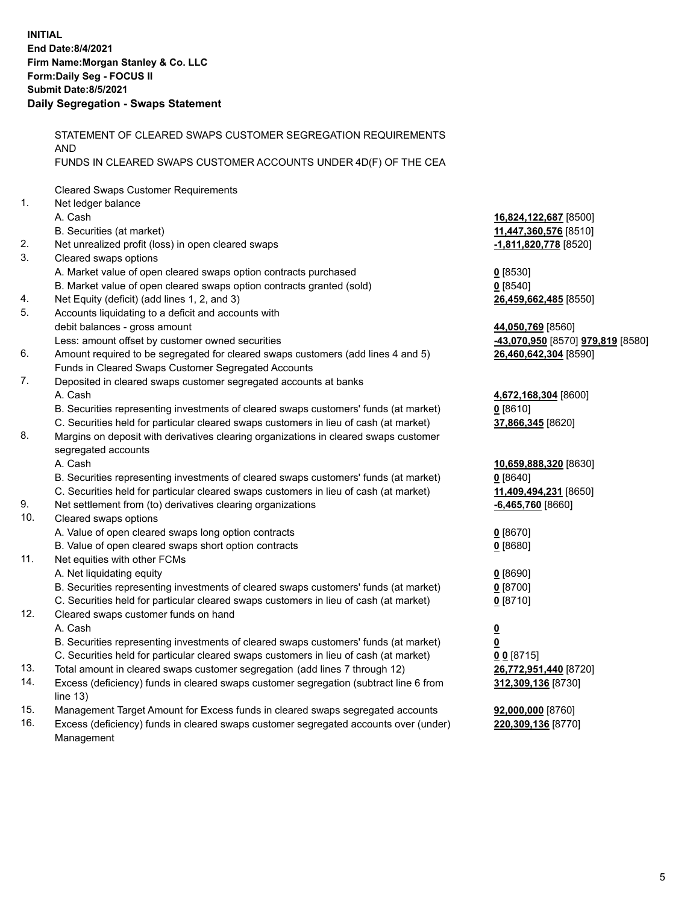**INITIAL**
**End Date:8/4/2021**
**Firm Name:Morgan Stanley & Co. LLC**
**Form:Daily Seg - FOCUS II**
**Submit Date:8/5/2021**
**Daily Segregation - Swaps Statement**

STATEMENT OF CLEARED SWAPS CUSTOMER SEGREGATION REQUIREMENTS AND
FUNDS IN CLEARED SWAPS CUSTOMER ACCOUNTS UNDER 4D(F) OF THE CEA

| | | |
|---|---|---|
| | Cleared Swaps Customer Requirements | |
| 1. | Net ledger balance | |
| | A. Cash | **16,824,122,687** [8500] |
| | B. Securities (at market) | **11,447,360,576** [8510] |
| 2. | Net unrealized profit (loss) in open cleared swaps | **-1,811,820,778** [8520] |
| 3. | Cleared swaps options | |
| | A. Market value of open cleared swaps option contracts purchased | **0** [8530] |
| | B. Market value of open cleared swaps option contracts granted (sold) | **0** [8540] |
| 4. | Net Equity (deficit) (add lines 1, 2, and 3) | **26,459,662,485** [8550] |
| 5. | Accounts liquidating to a deficit and accounts with debit balances - gross amount | **44,050,769** [8560] |
| | Less: amount offset by customer owned securities | **-43,070,950** [8570] **979,819** [8580] |
| 6. | Amount required to be segregated for cleared swaps customers (add lines 4 and 5) | **26,460,642,304** [8590] |
| | Funds in Cleared Swaps Customer Segregated Accounts | |
| 7. | Deposited in cleared swaps customer segregated accounts at banks | |
| | A. Cash | **4,672,168,304** [8600] |
| | B. Securities representing investments of cleared swaps customers' funds (at market) | **0** [8610] |
| | C. Securities held for particular cleared swaps customers in lieu of cash (at market) | **37,866,345** [8620] |
| 8. | Margins on deposit with derivatives clearing organizations in cleared swaps customer segregated accounts | |
| | A. Cash | **10,659,888,320** [8630] |
| | B. Securities representing investments of cleared swaps customers' funds (at market) | **0** [8640] |
| | C. Securities held for particular cleared swaps customers in lieu of cash (at market) | **11,409,494,231** [8650] |
| 9. | Net settlement from (to) derivatives clearing organizations | **-6,465,760** [8660] |
| 10. | Cleared swaps options | |
| | A. Value of open cleared swaps long option contracts | **0** [8670] |
| | B. Value of open cleared swaps short option contracts | **0** [8680] |
| 11. | Net equities with other FCMs | |
| | A. Net liquidating equity | **0** [8690] |
| | B. Securities representing investments of cleared swaps customers' funds (at market) | **0** [8700] |
| | C. Securities held for particular cleared swaps customers in lieu of cash (at market) | **0** [8710] |
| 12. | Cleared swaps customer funds on hand | |
| | A. Cash | **0** |
| | B. Securities representing investments of cleared swaps customers' funds (at market) | **0** |
| | C. Securities held for particular cleared swaps customers in lieu of cash (at market) | **0** **0** [8715] |
| 13. | Total amount in cleared swaps customer segregation (add lines 7 through 12) | **26,772,951,440** [8720] |
| 14. | Excess (deficiency) funds in cleared swaps customer segregation (subtract line 6 from line 13) | **312,309,136** [8730] |
| 15. | Management Target Amount for Excess funds in cleared swaps segregated accounts | **92,000,000** [8760] |
| 16. | Excess (deficiency) funds in cleared swaps customer segregated accounts over (under) Management | **220,309,136** [8770] |